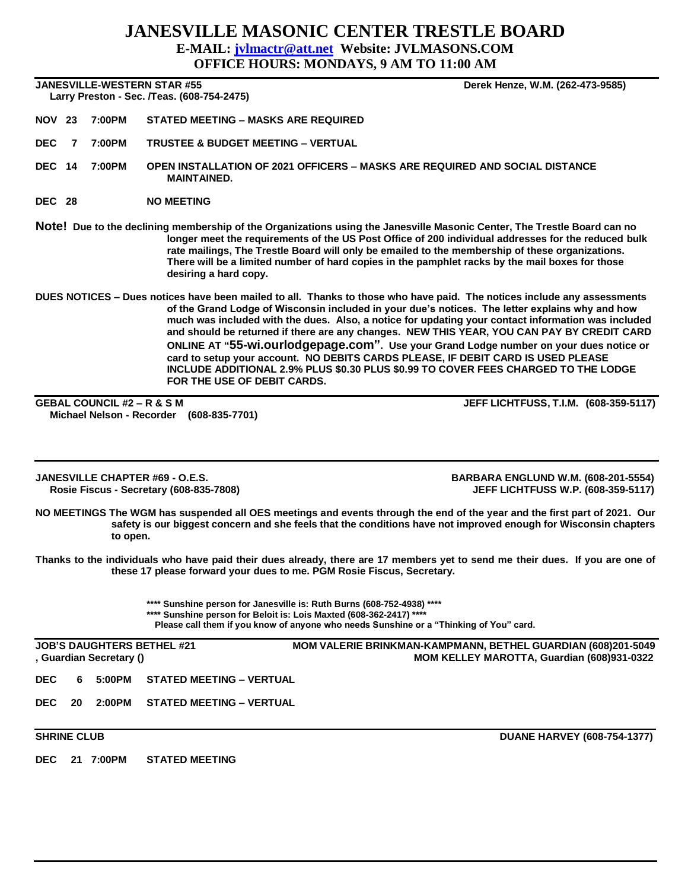# JANESVILLE MASONIC CENTER TRESTLE BOARD

**E-MAIL: jvlmactr@att.net Website: JVLMASONS.COM**

**OFFICE HOURS: MONDAYS, 9 AM TO 11:00 AM**

---

**JANESVILLE-WESTERN STAR #55** **Derek Henze, W.M. (262-473-9585)**
**Larry Preston - Sec. /Teas. (608-754-2475)**

**NOV 23 7:00PM STATED MEETING – MASKS ARE REQUIRED**

**DEC 7 7:00PM TRUSTEE & BUDGET MEETING – VERTUAL**

**DEC 14 7:00PM OPEN INSTALLATION OF 2021 OFFICERS – MASKS ARE REQUIRED AND SOCIAL DISTANCE MAINTAINED.**

**DEC 28 NO MEETING**

**Note! Due to the declining membership of the Organizations using the Janesville Masonic Center, The Trestle Board can no longer meet the requirements of the US Post Office of 200 individual addresses for the reduced bulk rate mailings, The Trestle Board will only be emailed to the membership of these organizations. There will be a limited number of hard copies in the pamphlet racks by the mail boxes for those desiring a hard copy.**

**DUES NOTICES – Dues notices have been mailed to all. Thanks to those who have paid. The notices include any assessments of the Grand Lodge of Wisconsin included in your due's notices. The letter explains why and how much was included with the dues. Also, a notice for updating your contact information was included and should be returned if there are any changes. NEW THIS YEAR, YOU CAN PAY BY CREDIT CARD ONLINE AT "55-wi.ourlodgepage.com". Use your Grand Lodge number on your dues notice or card to setup your account. NO DEBITS CARDS PLEASE, IF DEBIT CARD IS USED PLEASE INCLUDE ADDITIONAL 2.9% PLUS $0.30 PLUS $0.99 TO COVER FEES CHARGED TO THE LODGE FOR THE USE OF DEBIT CARDS.**

---

**GEBAL COUNCIL #2 – R & S M** **JEFF LICHTFUSS, T.I.M. (608-359-5117)**
**Michael Nelson - Recorder (608-835-7701)**

---

**JANESVILLE CHAPTER #69 - O.E.S.** **BARBARA ENGLUND W.M. (608-201-5554)**
**Rosie Fiscus - Secretary (608-835-7808)** **JEFF LICHTFUSS W.P. (608-359-5117)**

**NO MEETINGS The WGM has suspended all OES meetings and events through the end of the year and the first part of 2021. Our safety is our biggest concern and she feels that the conditions have not improved enough for Wisconsin chapters to open.**

**Thanks to the individuals who have paid their dues already, there are 17 members yet to send me their dues. If you are one of these 17 please forward your dues to me. PGM Rosie Fiscus, Secretary.**

**\*\*\*\* Sunshine person for Janesville is: Ruth Burns (608-752-4938) \*\*\*\***
**\*\*\*\* Sunshine person for Beloit is: Lois Maxted (608-362-2417) \*\*\*\***
**Please call them if you know of anyone who needs Sunshine or a "Thinking of You" card.**

---

**JOB'S DAUGHTERS BETHEL #21** **MOM VALERIE BRINKMAN-KAMPMANN, BETHEL GUARDIAN (608)201-5049**
**, Guardian Secretary ()** **MOM KELLEY MAROTTA, Guardian (608)931-0322**

**DEC 6 5:00PM STATED MEETING – VERTUAL**

**DEC 20 2:00PM STATED MEETING – VERTUAL**

---

**SHRINE CLUB** **DUANE HARVEY (608-754-1377)**

**DEC 21 7:00PM STATED MEETING**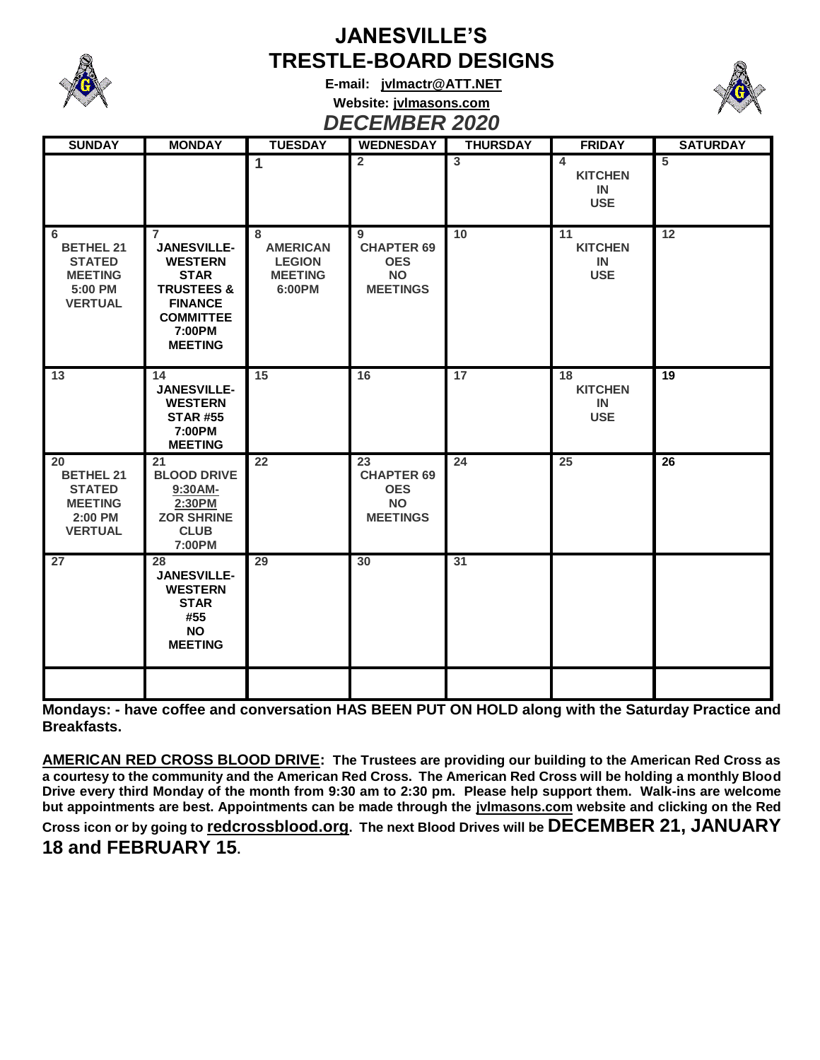# JANESVILLE'S TRESTLE-BOARD DESIGNS

**E-mail: jvlmactr@ATT.NET**

**Website: jvlmasons.com**

## *DECEMBER 2020*

| SUNDAY | MONDAY | TUESDAY | WEDNESDAY | THURSDAY | FRIDAY | SATURDAY |
|---|---|---|---|---|---|---|
| | | 1 | 2 | 3 | 4 KITCHEN IN USE | 5 |
| 6 BETHEL 21 STATED MEETING 5:00 PM VERTUAL | 7 JANESVILLE-WESTERN STAR TRUSTEES & FINANCE COMMITTEE 7:00PM MEETING | 8 AMERICAN LEGION MEETING 6:00PM | 9 CHAPTER 69 OES NO MEETINGS | 10 | 11 KITCHEN IN USE | 12 |
| 13 | 14 JANESVILLE-WESTERN STAR #55 7:00PM MEETING | 15 | 16 | 17 | 18 KITCHEN IN USE | 19 |
| 20 BETHEL 21 STATED MEETING 2:00 PM VERTUAL | 21 BLOOD DRIVE 9:30AM-2:30PM ZOR SHRINE CLUB 7:00PM | 22 | 23 CHAPTER 69 OES NO MEETINGS | 24 | 25 | 26 |
| 27 | 28 JANESVILLE-WESTERN STAR #55 NO MEETING | 29 | 30 | 31 | | |
| | | | | | | |

**Mondays: - have coffee and conversation HAS BEEN PUT ON HOLD along with the Saturday Practice and Breakfasts.**

**AMERICAN RED CROSS BLOOD DRIVE: The Trustees are providing our building to the American Red Cross as a courtesy to the community and the American Red Cross. The American Red Cross will be holding a monthly Blood Drive every third Monday of the month from 9:30 am to 2:30 pm. Please help support them. Walk-ins are welcome but appointments are best. Appointments can be made through the jvlmasons.com website and clicking on the Red Cross icon or by going to redcrossblood.org. The next Blood Drives will be DECEMBER 21, JANUARY 18 and FEBRUARY 15.**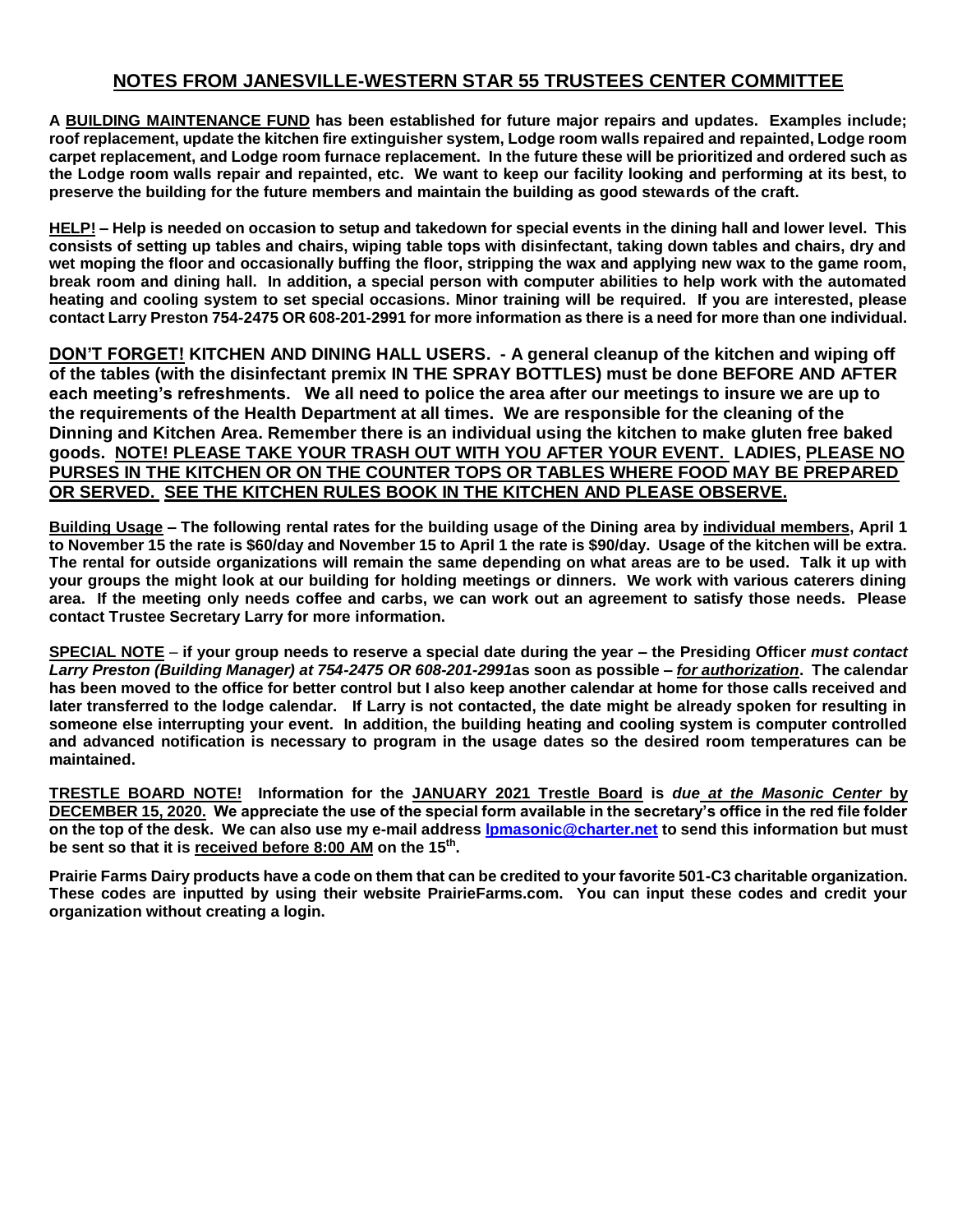## NOTES FROM JANESVILLE-WESTERN STAR 55 TRUSTEES CENTER COMMITTEE

**A BUILDING MAINTENANCE FUND has been established for future major repairs and updates. Examples include; roof replacement, update the kitchen fire extinguisher system, Lodge room walls repaired and repainted, Lodge room carpet replacement, and Lodge room furnace replacement. In the future these will be prioritized and ordered such as the Lodge room walls repair and repainted, etc. We want to keep our facility looking and performing at its best, to preserve the building for the future members and maintain the building as good stewards of the craft.**

**HELP! – Help is needed on occasion to setup and takedown for special events in the dining hall and lower level. This consists of setting up tables and chairs, wiping table tops with disinfectant, taking down tables and chairs, dry and wet moping the floor and occasionally buffing the floor, stripping the wax and applying new wax to the game room, break room and dining hall. In addition, a special person with computer abilities to help work with the automated heating and cooling system to set special occasions. Minor training will be required. If you are interested, please contact Larry Preston 754-2475 OR 608-201-2991 for more information as there is a need for more than one individual.**

**DON'T FORGET! KITCHEN AND DINING HALL USERS. - A general cleanup of the kitchen and wiping off of the tables (with the disinfectant premix IN THE SPRAY BOTTLES) must be done BEFORE AND AFTER each meeting's refreshments. We all need to police the area after our meetings to insure we are up to the requirements of the Health Department at all times. We are responsible for the cleaning of the Dinning and Kitchen Area. Remember there is an individual using the kitchen to make gluten free baked goods. NOTE! PLEASE TAKE YOUR TRASH OUT WITH YOU AFTER YOUR EVENT. LADIES, PLEASE NO PURSES IN THE KITCHEN OR ON THE COUNTER TOPS OR TABLES WHERE FOOD MAY BE PREPARED OR SERVED. SEE THE KITCHEN RULES BOOK IN THE KITCHEN AND PLEASE OBSERVE.**

**Building Usage – The following rental rates for the building usage of the Dining area by individual members, April 1 to November 15 the rate is $60/day and November 15 to April 1 the rate is $90/day. Usage of the kitchen will be extra. The rental for outside organizations will remain the same depending on what areas are to be used. Talk it up with your groups the might look at our building for holding meetings or dinners. We work with various caterers dining area. If the meeting only needs coffee and carbs, we can work out an agreement to satisfy those needs. Please contact Trustee Secretary Larry for more information.**

**SPECIAL NOTE – if your group needs to reserve a special date during the year – the Presiding Officer *must contact Larry Preston (Building Manager) at 754-2475 OR 608-201-2991*as soon as possible – *for authorization*. The calendar has been moved to the office for better control but I also keep another calendar at home for those calls received and later transferred to the lodge calendar. If Larry is not contacted, the date might be already spoken for resulting in someone else interrupting your event. In addition, the building heating and cooling system is computer controlled and advanced notification is necessary to program in the usage dates so the desired room temperatures can be maintained.**

**TRESTLE BOARD NOTE! Information for the JANUARY 2021 Trestle Board is *due at the Masonic Center* by DECEMBER 15, 2020. We appreciate the use of the special form available in the secretary's office in the red file folder on the top of the desk. We can also use my e-mail address lpmasonic@charter.net to send this information but must be sent so that it is received before 8:00 AM on the 15th.**

**Prairie Farms Dairy products have a code on them that can be credited to your favorite 501-C3 charitable organization. These codes are inputted by using their website PrairieFarms.com. You can input these codes and credit your organization without creating a login.**